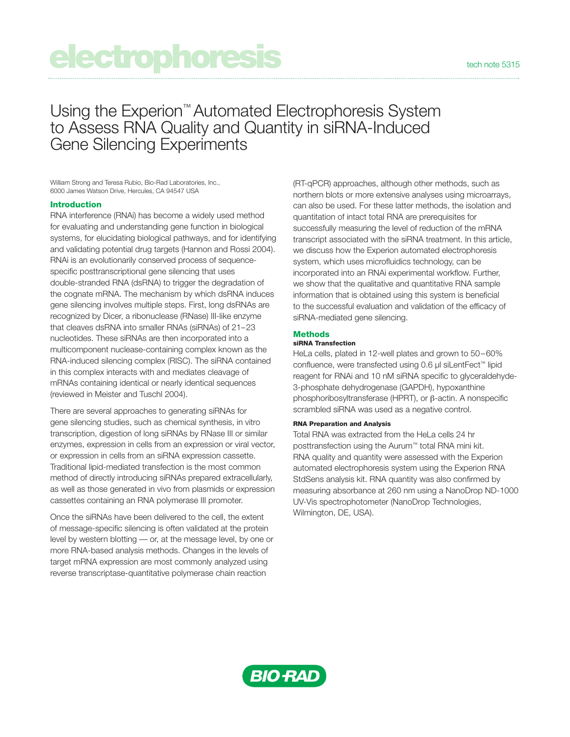electrophoresis

tech note 5315

# Using the Experion™ Automated Electrophoresis System to Assess RNA Quality and Quantity in siRNA-Induced Gene Silencing Experiments

William Strong and Teresa Rubio, Bio-Rad Laboratories, Inc., 6000 James Watson Drive, Hercules, CA 94547 USA

## Introduction

RNA interference (RNAi) has become a widely used method for evaluating and understanding gene function in biological systems, for elucidating biological pathways, and for identifying and validating potential drug targets (Hannon and Rossi 2004). RNAi is an evolutionarily conserved process of sequence-specific posttranscriptional gene silencing that uses double-stranded RNA (dsRNA) to trigger the degradation of the cognate mRNA. The mechanism by which dsRNA induces gene silencing involves multiple steps. First, long dsRNAs are recognized by Dicer, a ribonuclease (RNase) III-like enzyme that cleaves dsRNA into smaller RNAs (siRNAs) of 21–23 nucleotides. These siRNAs are then incorporated into a multicomponent nuclease-containing complex known as the RNA-induced silencing complex (RISC). The siRNA contained in this complex interacts with and mediates cleavage of mRNAs containing identical or nearly identical sequences (reviewed in Meister and Tuschl 2004).

There are several approaches to generating siRNAs for gene silencing studies, such as chemical synthesis, in vitro transcription, digestion of long siRNAs by RNase III or similar enzymes, expression in cells from an expression or viral vector, or expression in cells from an siRNA expression cassette. Traditional lipid-mediated transfection is the most common method of directly introducing siRNAs prepared extracellularly, as well as those generated in vivo from plasmids or expression cassettes containing an RNA polymerase III promoter.

Once the siRNAs have been delivered to the cell, the extent of message-specific silencing is often validated at the protein level by western blotting — or, at the message level, by one or more RNA-based analysis methods. Changes in the levels of target mRNA expression are most commonly analyzed using reverse transcriptase-quantitative polymerase chain reaction (RT-qPCR) approaches, although other methods, such as northern blots or more extensive analyses using microarrays, can also be used. For these latter methods, the isolation and quantitation of intact total RNA are prerequisites for successfully measuring the level of reduction of the mRNA transcript associated with the siRNA treatment. In this article, we discuss how the Experion automated electrophoresis system, which uses microfluidics technology, can be incorporated into an RNAi experimental workflow. Further, we show that the qualitative and quantitative RNA sample information that is obtained using this system is beneficial to the successful evaluation and validation of the efficacy of siRNA-mediated gene silencing.

## Methods

### siRNA Transfection

HeLa cells, plated in 12-well plates and grown to 50–60% confluence, were transfected using 0.6 µl siLentFect™ lipid reagent for RNAi and 10 nM siRNA specific to glyceraldehyde-3-phosphate dehydrogenase (GAPDH), hypoxanthine phosphoribosyltransferase (HPRT), or β-actin. A nonspecific scrambled siRNA was used as a negative control.

### RNA Preparation and Analysis

Total RNA was extracted from the HeLa cells 24 hr posttransfection using the Aurum™ total RNA mini kit. RNA quality and quantity were assessed with the Experion automated electrophoresis system using the Experion RNA StdSens analysis kit. RNA quantity was also confirmed by measuring absorbance at 260 nm using a NanoDrop ND-1000 UV-Vis spectrophotometer (NanoDrop Technologies, Wilmington, DE, USA).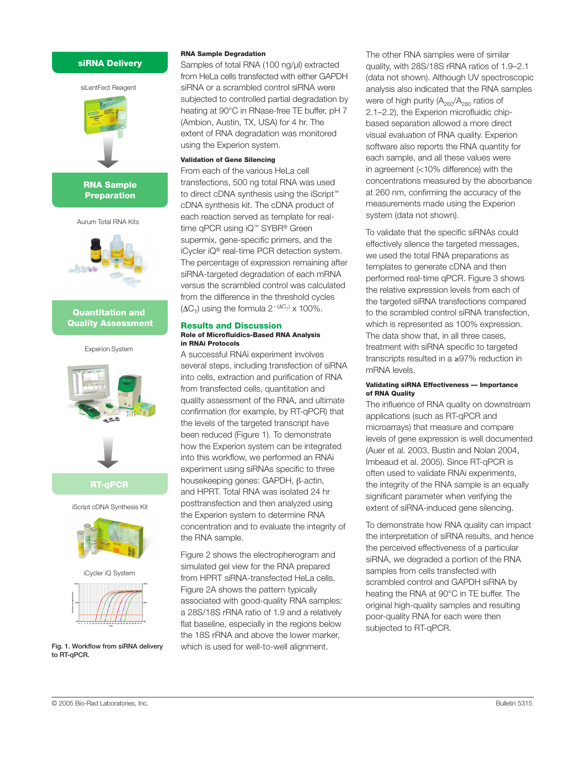siRNA Delivery

siLentFect Reagent

RNA Sample Preparation

Aurum Total RNA Kits

Quantitation and Quality Assessment

Experion System

RT-qPCR

iScript cDNA Synthesis Kit

iCycler iQ System

**Fig. 1. Workflow from siRNA delivery to RT-qPCR.**

#### RNA Sample Degradation

Samples of total RNA (100 ng/µl) extracted from HeLa cells transfected with either GAPDH siRNA or a scrambled control siRNA were subjected to controlled partial degradation by heating at 90°C in RNase-free TE buffer, pH 7 (Ambion, Austin, TX, USA) for 4 hr. The extent of RNA degradation was monitored using the Experion system.

#### Validation of Gene Silencing

From each of the various HeLa cell transfections, 500 ng total RNA was used to direct cDNA synthesis using the iScript™ cDNA synthesis kit. The cDNA product of each reaction served as template for real-time qPCR using iQ™ SYBR® Green supermix, gene-specific primers, and the iCycler iQ® real-time PCR detection system. The percentage of expression remaining after siRNA-targeted degradation of each mRNA versus the scrambled control was calculated from the difference in the threshold cycles ($\Delta C_T$) using the formula $2^{-(\Delta C_T)} \times 100\%$.

## Results and Discussion

#### Role of Microfluidics-Based RNA Analysis in RNAi Protocols

A successful RNAi experiment involves several steps, including transfection of siRNA into cells, extraction and purification of RNA from transfected cells, quantitation and quality assessment of the RNA, and ultimate confirmation (for example, by RT-qPCR) that the levels of the targeted transcript have been reduced (Figure 1). To demonstrate how the Experion system can be integrated into this workflow, we performed an RNAi experiment using siRNAs specific to three housekeeping genes: GAPDH, β-actin, and HPRT. Total RNA was isolated 24 hr posttransfection and then analyzed using the Experion system to determine RNA concentration and to evaluate the integrity of the RNA sample.

Figure 2 shows the electropherogram and simulated gel view for the RNA prepared from HPRT siRNA-transfected HeLa cells. Figure 2A shows the pattern typically associated with good-quality RNA samples: a 28S/18S rRNA ratio of 1.9 and a relatively flat baseline, especially in the regions below the 18S rRNA and above the lower marker, which is used for well-to-well alignment.

The other RNA samples were of similar quality, with 28S/18S rRNA ratios of 1.9–2.1 (data not shown). Although UV spectroscopic analysis also indicated that the RNA samples were of high purity ($A_{260}/A_{280}$ ratios of 2.1–2.2), the Experion microfluidic chip-based separation allowed a more direct visual evaluation of RNA quality. Experion software also reports the RNA quantity for each sample, and all these values were in agreement (<10% difference) with the concentrations measured by the absorbance at 260 nm, confirming the accuracy of the measurements made using the Experion system (data not shown).

To validate that the specific siRNAs could effectively silence the targeted messages, we used the total RNA preparations as templates to generate cDNA and then performed real-time qPCR. Figure 3 shows the relative expression levels from each of the targeted siRNA transfections compared to the scrambled control siRNA transfection, which is represented as 100% expression. The data show that, in all three cases, treatment with siRNA specific to targeted transcripts resulted in a ≥97% reduction in mRNA levels.

#### Validating siRNA Effectiveness — Importance of RNA Quality

The influence of RNA quality on downstream applications (such as RT-qPCR and microarrays) that measure and compare levels of gene expression is well documented (Auer et al. 2003, Bustin and Nolan 2004, Imbeaud et al. 2005). Since RT-qPCR is often used to validate RNAi experiments, the integrity of the RNA sample is an equally significant parameter when verifying the extent of siRNA-induced gene silencing.

To demonstrate how RNA quality can impact the interpretation of siRNA results, and hence the perceived effectiveness of a particular siRNA, we degraded a portion of the RNA samples from cells transfected with scrambled control and GAPDH siRNA by heating the RNA at 90°C in TE buffer. The original high-quality samples and resulting poor-quality RNA for each were then subjected to RT-qPCR.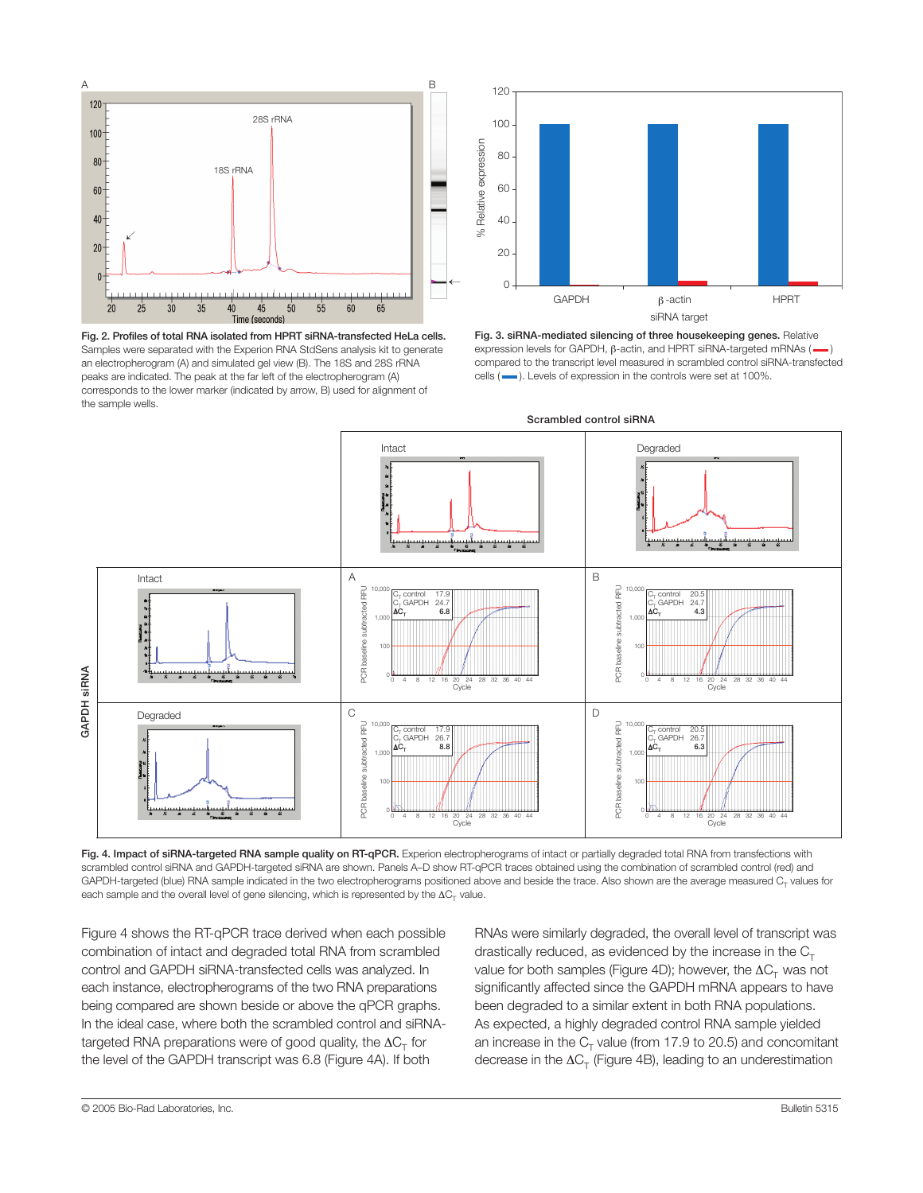Fig. 2. Profiles of total RNA isolated from HPRT siRNA-transfected HeLa cells. Samples were separated with the Experion RNA StdSens analysis kit to generate an electropherogram (A) and simulated gel view (B). The 18S and 28S rRNA peaks are indicated. The peak at the far left of the electropherogram (A) corresponds to the lower marker (indicated by arrow, B) used for alignment of the sample wells.

Fig. 3. siRNA-mediated silencing of three housekeeping genes. Relative expression levels for GAPDH, β-actin, and HPRT siRNA-targeted mRNAs (red) compared to the transcript level measured in scrambled control siRNA-transfected cells (blue). Levels of expression in the controls were set at 100%.

Fig. 4. Impact of siRNA-targeted RNA sample quality on RT-qPCR. Experion electropherograms of intact or partially degraded total RNA from transfections with scrambled control siRNA and GAPDH-targeted siRNA are shown. Panels A–D show RT-qPCR traces obtained using the combination of scrambled control (red) and GAPDH-targeted (blue) RNA sample indicated in the two electropherograms positioned above and beside the trace. Also shown are the average measured $C_T$ values for each sample and the overall level of gene silencing, which is represented by the $\Delta C_T$ value.

Figure 4 shows the RT-qPCR trace derived when each possible combination of intact and degraded total RNA from scrambled control and GAPDH siRNA-transfected cells was analyzed. In each instance, electropherograms of the two RNA preparations being compared are shown beside or above the qPCR graphs. In the ideal case, where both the scrambled control and siRNA-targeted RNA preparations were of good quality, the $\Delta C_T$ for the level of the GAPDH transcript was 6.8 (Figure 4A). If both RNAs were similarly degraded, the overall level of transcript was drastically reduced, as evidenced by the increase in the $C_T$ value for both samples (Figure 4D); however, the $\Delta C_T$ was not significantly affected since the GAPDH mRNA appears to have been degraded to a similar extent in both RNA populations. As expected, a highly degraded control RNA sample yielded an increase in the $C_T$ value (from 17.9 to 20.5) and concomitant decrease in the $\Delta C_T$ (Figure 4B), leading to an underestimation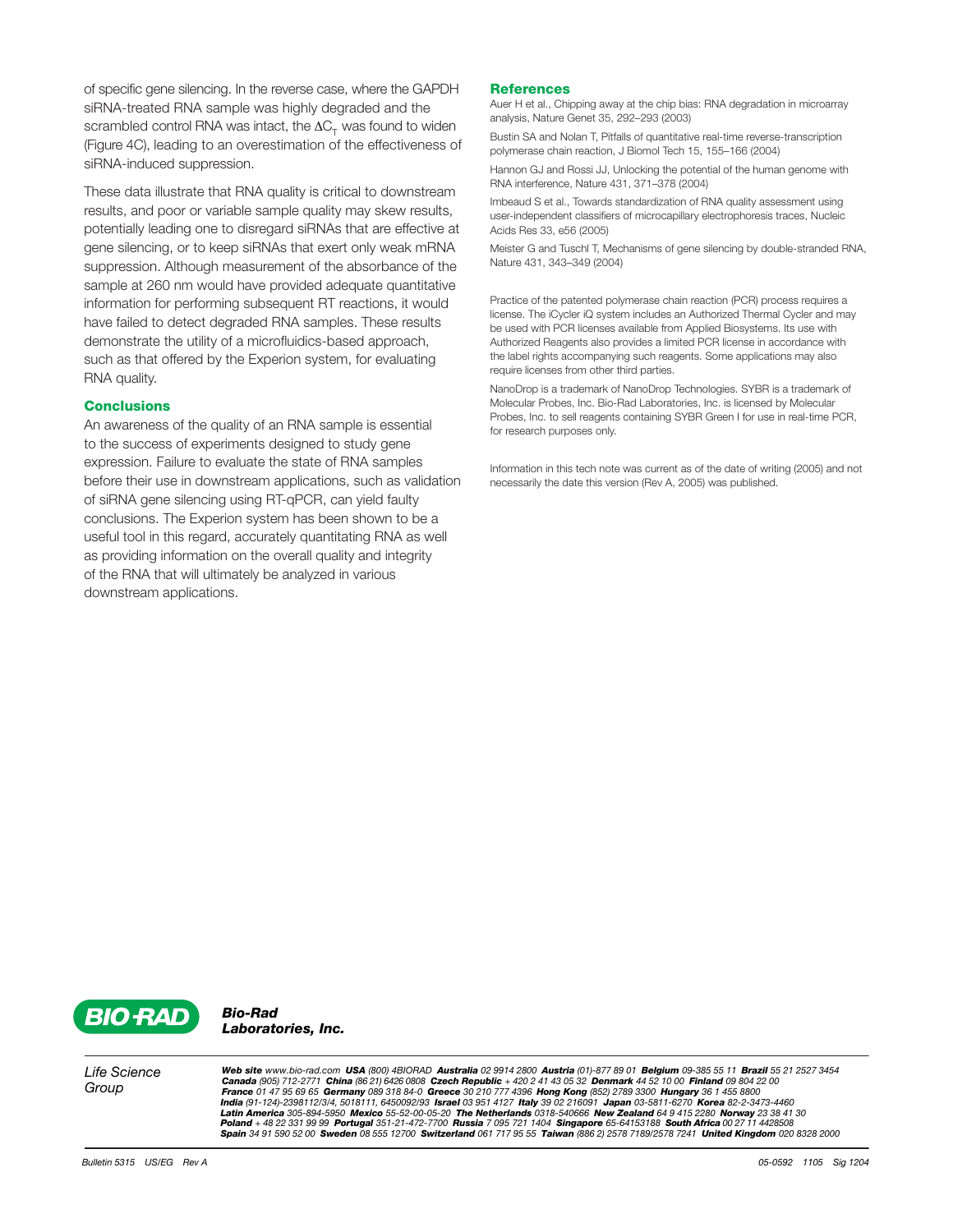of specific gene silencing. In the reverse case, where the GAPDH siRNA-treated RNA sample was highly degraded and the scrambled control RNA was intact, the $\Delta C_T$ was found to widen (Figure 4C), leading to an overestimation of the effectiveness of siRNA-induced suppression.

These data illustrate that RNA quality is critical to downstream results, and poor or variable sample quality may skew results, potentially leading one to disregard siRNAs that are effective at gene silencing, or to keep siRNAs that exert only weak mRNA suppression. Although measurement of the absorbance of the sample at 260 nm would have provided adequate quantitative information for performing subsequent RT reactions, it would have failed to detect degraded RNA samples. These results demonstrate the utility of a microfluidics-based approach, such as that offered by the Experion system, for evaluating RNA quality.

## Conclusions

An awareness of the quality of an RNA sample is essential to the success of experiments designed to study gene expression. Failure to evaluate the state of RNA samples before their use in downstream applications, such as validation of siRNA gene silencing using RT-qPCR, can yield faulty conclusions. The Experion system has been shown to be a useful tool in this regard, accurately quantitating RNA as well as providing information on the overall quality and integrity of the RNA that will ultimately be analyzed in various downstream applications.

## References

Auer H et al., Chipping away at the chip bias: RNA degradation in microarray analysis, Nature Genet 35, 292–293 (2003)

Bustin SA and Nolan T, Pitfalls of quantitative real-time reverse-transcription polymerase chain reaction, J Biomol Tech 15, 155–166 (2004)

Hannon GJ and Rossi JJ, Unlocking the potential of the human genome with RNA interference, Nature 431, 371–378 (2004)

Imbeaud S et al., Towards standardization of RNA quality assessment using user-independent classifiers of microcapillary electrophoresis traces, Nucleic Acids Res 33, e56 (2005)

Meister G and Tuschl T, Mechanisms of gene silencing by double-stranded RNA, Nature 431, 343–349 (2004)

Practice of the patented polymerase chain reaction (PCR) process requires a license. The iCycler iQ system includes an Authorized Thermal Cycler and may be used with PCR licenses available from Applied Biosystems. Its use with Authorized Reagents also provides a limited PCR license in accordance with the label rights accompanying such reagents. Some applications may also require licenses from other third parties.

NanoDrop is a trademark of NanoDrop Technologies. SYBR is a trademark of Molecular Probes, Inc. Bio-Rad Laboratories, Inc. is licensed by Molecular Probes, Inc. to sell reagents containing SYBR Green I for use in real-time PCR, for research purposes only.

Information in this tech note was current as of the date of writing (2005) and not necessarily the date this version (Rev A, 2005) was published.

**BIO-RAD** ***Bio-Rad Laboratories, Inc.***

*Life Science Group*

***Web site*** *www.bio-rad.com* ***USA*** *(800) 4BIORAD* ***Australia*** *02 9914 2800* ***Austria*** *(01)-877 89 01* ***Belgium*** *09-385 55 11* ***Brazil*** *55 21 2527 3454* ***Canada*** *(905) 712-2771* ***China*** *(86 21) 6426 0808* ***Czech Republic*** *+ 420 2 41 43 05 32* ***Denmark*** *44 52 10 00* ***Finland*** *09 804 22 00* ***France*** *01 47 95 69 65* ***Germany*** *089 318 84-0* ***Greece*** *30 210 777 4396* ***Hong Kong*** *(852) 2789 3300* ***Hungary*** *36 1 455 8800* ***India*** *(91-124)-2398112/3/4, 5018111, 6450092/93* ***Israel*** *03 951 4127* ***Italy*** *39 02 216091* ***Japan*** *03-5811-6270* ***Korea*** *82-2-3473-4460* ***Latin America*** *305-894-5950* ***Mexico*** *55-52-00-05-20* ***The Netherlands*** *0318-540666* ***New Zealand*** *64 9 415 2280* ***Norway*** *23 38 41 30* ***Poland*** *+ 48 22 331 99 99* ***Portugal*** *351-21-472-7700* ***Russia*** *7 095 721 1404* ***Singapore*** *65-64153188* ***South Africa*** *00 27 11 4428508* ***Spain*** *34 91 590 52 00* ***Sweden*** *08 555 12700* ***Switzerland*** *061 717 95 55* ***Taiwan*** *(886 2) 2578 7189/2578 7241* ***United Kingdom*** *020 8328 2000*

*Bulletin 5315 US/EG Rev A* *05-0592 1105 Sig 1204*